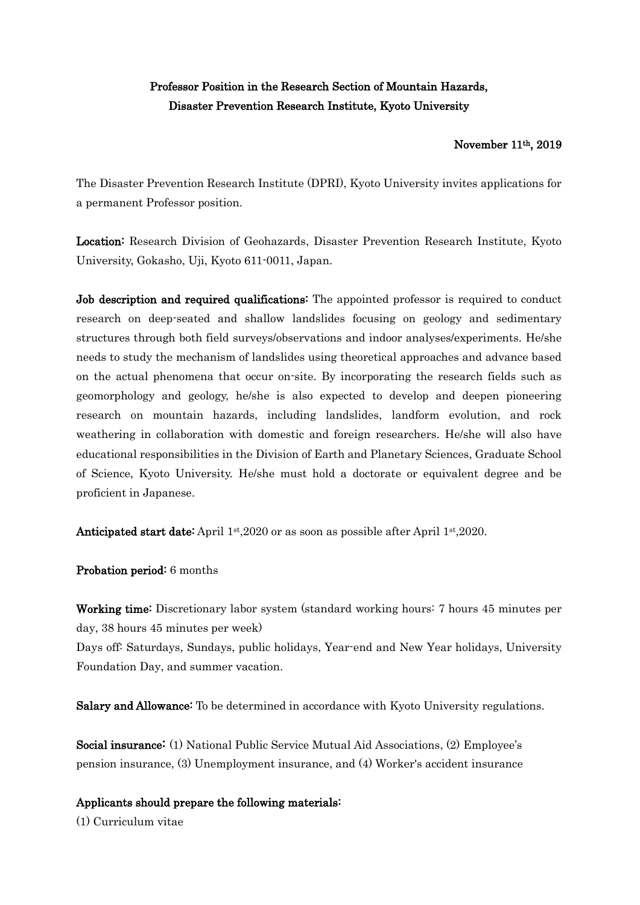**Professor Position in the Research Section of Mountain Hazards, Disaster Prevention Research Institute, Kyoto University**

**November 11th, 2019**

The Disaster Prevention Research Institute (DPRI), Kyoto University invites applications for a permanent Professor position.

**Location:** Research Division of Geohazards, Disaster Prevention Research Institute, Kyoto University, Gokasho, Uji, Kyoto 611-0011, Japan.

**Job description and required qualifications:** The appointed professor is required to conduct research on deep-seated and shallow landslides focusing on geology and sedimentary structures through both field surveys/observations and indoor analyses/experiments. He/she needs to study the mechanism of landslides using theoretical approaches and advance based on the actual phenomena that occur on-site. By incorporating the research fields such as geomorphology and geology, he/she is also expected to develop and deepen pioneering research on mountain hazards, including landslides, landform evolution, and rock weathering in collaboration with domestic and foreign researchers. He/she will also have educational responsibilities in the Division of Earth and Planetary Sciences, Graduate School of Science, Kyoto University. He/she must hold a doctorate or equivalent degree and be proficient in Japanese.

**Anticipated start date:** April 1st,2020 or as soon as possible after April 1st,2020.

**Probation period:** 6 months

**Working time:** Discretionary labor system (standard working hours: 7 hours 45 minutes per day, 38 hours 45 minutes per week)
Days off: Saturdays, Sundays, public holidays, Year-end and New Year holidays, University Foundation Day, and summer vacation.

**Salary and Allowance:** To be determined in accordance with Kyoto University regulations.

**Social insurance:** (1) National Public Service Mutual Aid Associations, (2) Employee's pension insurance, (3) Unemployment insurance, and (4) Worker's accident insurance

**Applicants should prepare the following materials:**

(1) Curriculum vitae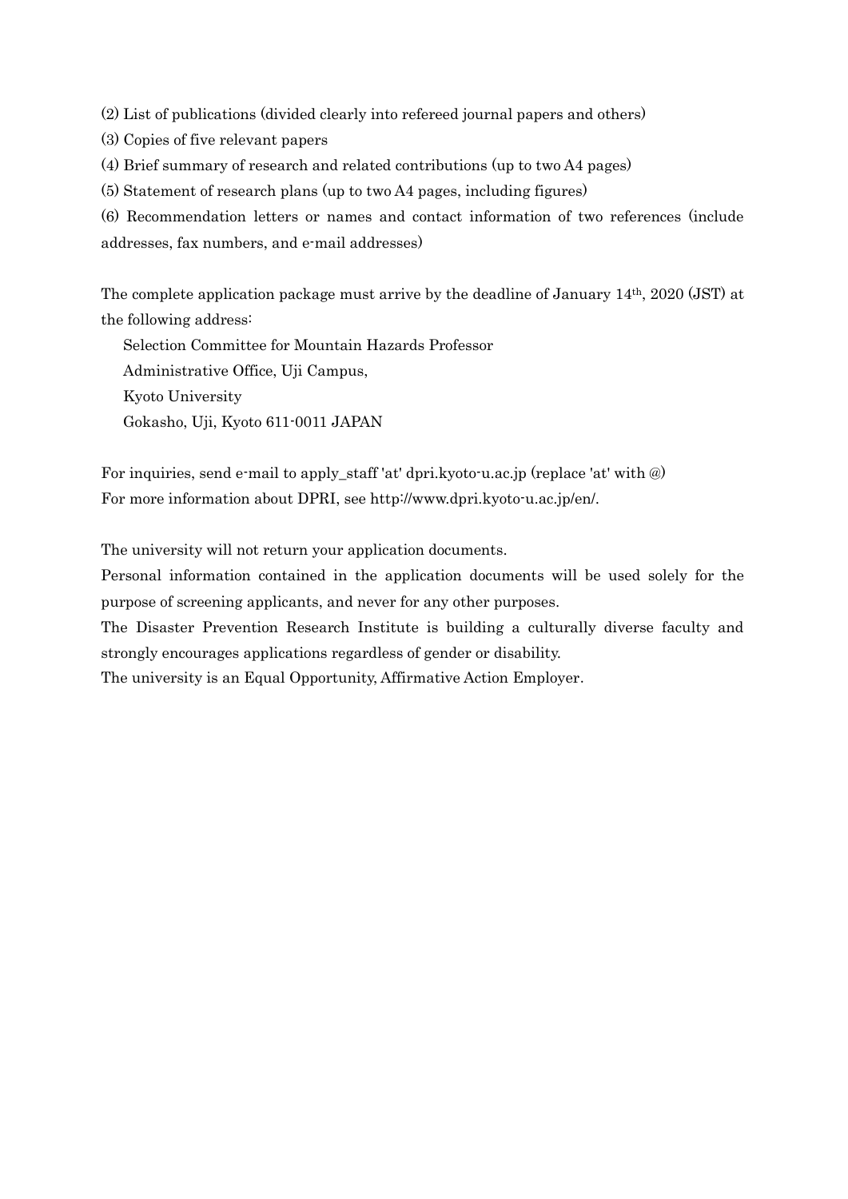(2) List of publications (divided clearly into refereed journal papers and others)

(3) Copies of five relevant papers

(4) Brief summary of research and related contributions (up to two A4 pages)

(5) Statement of research plans (up to two A4 pages, including figures)

(6) Recommendation letters or names and contact information of two references (include addresses, fax numbers, and e-mail addresses)

The complete application package must arrive by the deadline of January 14th, 2020 (JST) at the following address:

Selection Committee for Mountain Hazards Professor
Administrative Office, Uji Campus,
Kyoto University
Gokasho, Uji, Kyoto 611-0011 JAPAN

For inquiries, send e-mail to apply_staff 'at' dpri.kyoto-u.ac.jp (replace 'at' with @)
For more information about DPRI, see http://www.dpri.kyoto-u.ac.jp/en/.

The university will not return your application documents.
Personal information contained in the application documents will be used solely for the purpose of screening applicants, and never for any other purposes.
The Disaster Prevention Research Institute is building a culturally diverse faculty and strongly encourages applications regardless of gender or disability.
The university is an Equal Opportunity, Affirmative Action Employer.